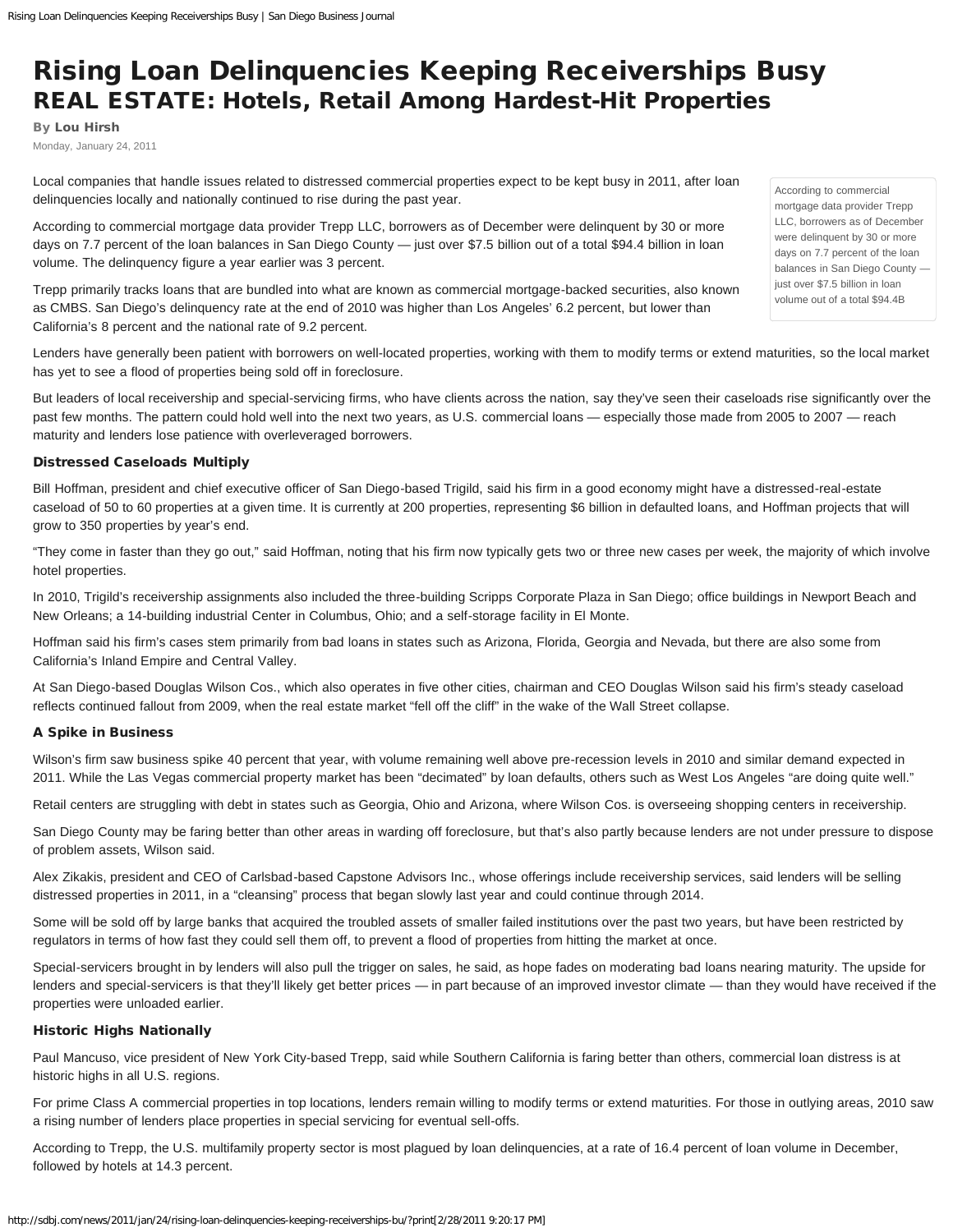# Rising Loan Delinquencies Keeping Receiverships Busy

## REAL ESTATE: Hotels, Retail Among Hardest-Hit Properties

By **Lou Hirsh**

Monday, January 24, 2011

Local companies that handle issues related to distressed commercial properties expect to be kept busy in 2011, after loan delinquencies locally and nationally continued to rise during the past year.

According to commercial mortgage data provider Trepp LLC, borrowers as of December were delinquent by 30 or more days on 7.7 percent of the loan balances in San Diego County — just over $7.5 billion out of a total $94.4 billion in loan volume. The delinquency figure a year earlier was 3 percent.

Trepp primarily tracks loans that are bundled into what are known as commercial mortgage-backed securities, also known as CMBS. San Diego's delinquency rate at the end of 2010 was higher than Los Angeles' 6.2 percent, but lower than California's 8 percent and the national rate of 9.2 percent.

According to commercial mortgage data provider Trepp LLC, borrowers as of December were delinquent by 30 or more days on 7.7 percent of the loan balances in San Diego County — just over $7.5 billion in loan volume out of a total $94.4B

Lenders have generally been patient with borrowers on well-located properties, working with them to modify terms or extend maturities, so the local market has yet to see a flood of properties being sold off in foreclosure.

But leaders of local receivership and special-servicing firms, who have clients across the nation, say they've seen their caseloads rise significantly over the past few months. The pattern could hold well into the next two years, as U.S. commercial loans — especially those made from 2005 to 2007 — reach maturity and lenders lose patience with overleveraged borrowers.

### Distressed Caseloads Multiply

Bill Hoffman, president and chief executive officer of San Diego-based Trigild, said his firm in a good economy might have a distressed-real-estate caseload of 50 to 60 properties at a given time. It is currently at 200 properties, representing $6 billion in defaulted loans, and Hoffman projects that will grow to 350 properties by year's end.

"They come in faster than they go out," said Hoffman, noting that his firm now typically gets two or three new cases per week, the majority of which involve hotel properties.

In 2010, Trigild's receivership assignments also included the three-building Scripps Corporate Plaza in San Diego; office buildings in Newport Beach and New Orleans; a 14-building industrial Center in Columbus, Ohio; and a self-storage facility in El Monte.

Hoffman said his firm's cases stem primarily from bad loans in states such as Arizona, Florida, Georgia and Nevada, but there are also some from California's Inland Empire and Central Valley.

At San Diego-based Douglas Wilson Cos., which also operates in five other cities, chairman and CEO Douglas Wilson said his firm's steady caseload reflects continued fallout from 2009, when the real estate market "fell off the cliff" in the wake of the Wall Street collapse.

### A Spike in Business

Wilson's firm saw business spike 40 percent that year, with volume remaining well above pre-recession levels in 2010 and similar demand expected in 2011. While the Las Vegas commercial property market has been "decimated" by loan defaults, others such as West Los Angeles "are doing quite well."

Retail centers are struggling with debt in states such as Georgia, Ohio and Arizona, where Wilson Cos. is overseeing shopping centers in receivership.

San Diego County may be faring better than other areas in warding off foreclosure, but that's also partly because lenders are not under pressure to dispose of problem assets, Wilson said.

Alex Zikakis, president and CEO of Carlsbad-based Capstone Advisors Inc., whose offerings include receivership services, said lenders will be selling distressed properties in 2011, in a "cleansing" process that began slowly last year and could continue through 2014.

Some will be sold off by large banks that acquired the troubled assets of smaller failed institutions over the past two years, but have been restricted by regulators in terms of how fast they could sell them off, to prevent a flood of properties from hitting the market at once.

Special-servicers brought in by lenders will also pull the trigger on sales, he said, as hope fades on moderating bad loans nearing maturity. The upside for lenders and special-servicers is that they'll likely get better prices — in part because of an improved investor climate — than they would have received if the properties were unloaded earlier.

### Historic Highs Nationally

Paul Mancuso, vice president of New York City-based Trepp, said while Southern California is faring better than others, commercial loan distress is at historic highs in all U.S. regions.

For prime Class A commercial properties in top locations, lenders remain willing to modify terms or extend maturities. For those in outlying areas, 2010 saw a rising number of lenders place properties in special servicing for eventual sell-offs.

According to Trepp, the U.S. multifamily property sector is most plagued by loan delinquencies, at a rate of 16.4 percent of loan volume in December, followed by hotels at 14.3 percent.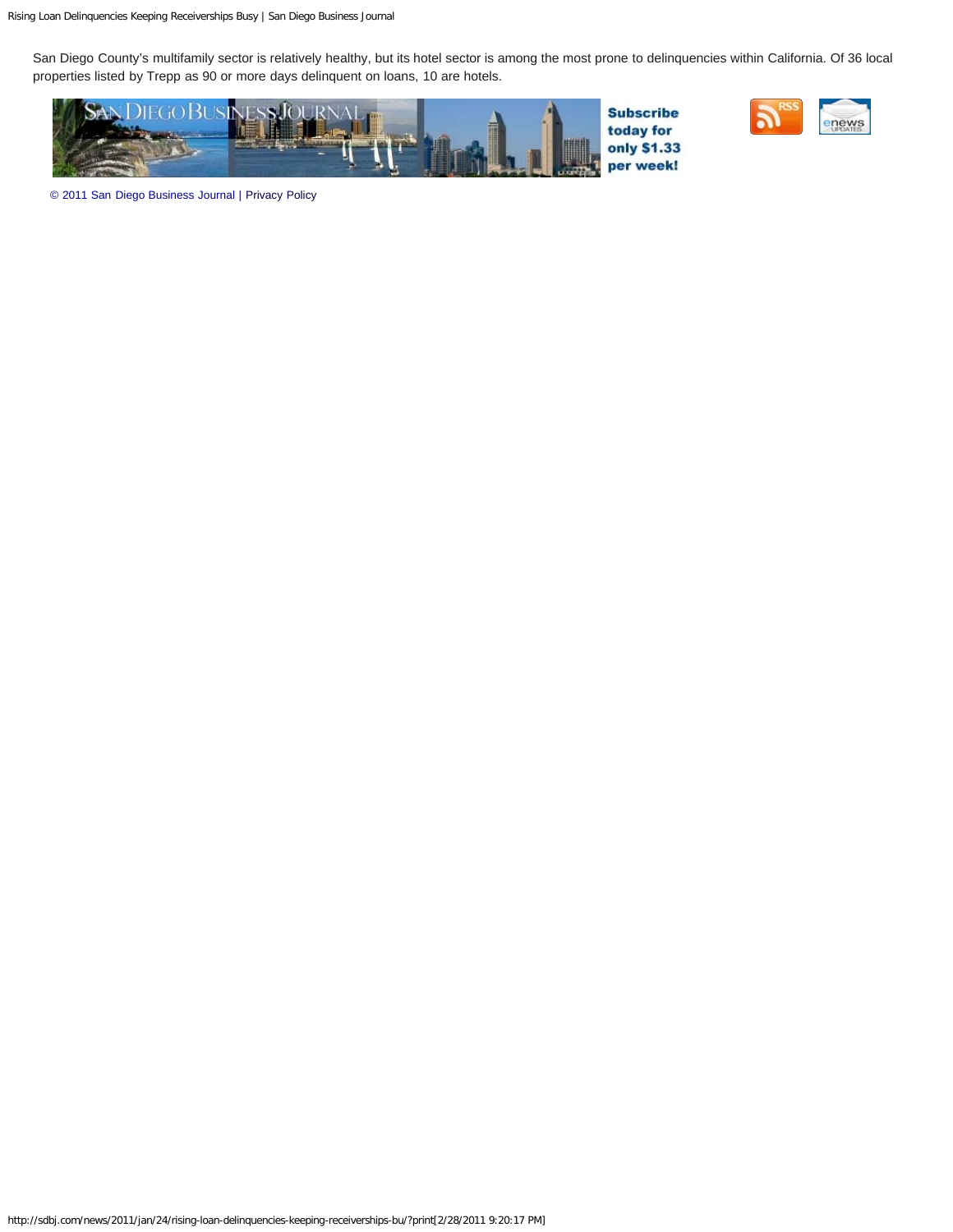San Diego County's multifamily sector is relatively healthy, but its hotel sector is among the most prone to delinquencies within California. Of 36 local properties listed by Trepp as 90 or more days delinquent on loans, 10 are hotels.

Subscribe today for only $1.33 per week!

© 2011 San Diego Business Journal | Privacy Policy